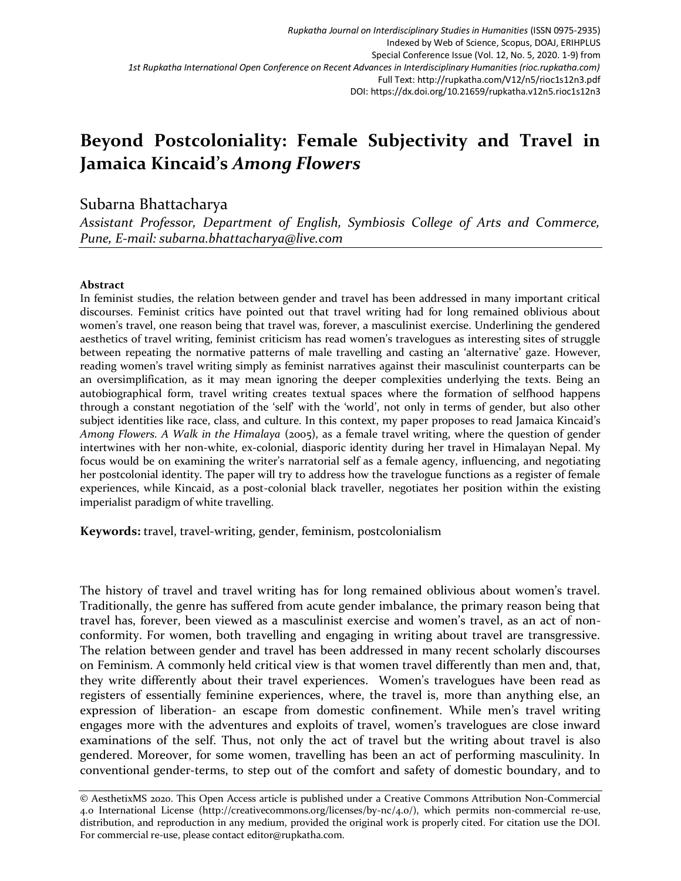# Beyond Postcoloniality: Female Subjectivity and Travel in Jamaica Kincaid's *Among Flowers*

Subarna Bhattacharya

*Assistant Professor, Department of English, Symbiosis College of Arts and Commerce, Pune, E-mail: subarna.bhattacharya@live.com*

**Abstract**

In feminist studies, the relation between gender and travel has been addressed in many important critical discourses. Feminist critics have pointed out that travel writing had for long remained oblivious about women's travel, one reason being that travel was, forever, a masculinist exercise. Underlining the gendered aesthetics of travel writing, feminist criticism has read women's travelogues as interesting sites of struggle between repeating the normative patterns of male travelling and casting an 'alternative' gaze. However, reading women's travel writing simply as feminist narratives against their masculinist counterparts can be an oversimplification, as it may mean ignoring the deeper complexities underlying the texts. Being an autobiographical form, travel writing creates textual spaces where the formation of selfhood happens through a constant negotiation of the 'self' with the 'world', not only in terms of gender, but also other subject identities like race, class, and culture. In this context, my paper proposes to read Jamaica Kincaid's *Among Flowers. A Walk in the Himalaya* (2005), as a female travel writing, where the question of gender intertwines with her non-white, ex-colonial, diasporic identity during her travel in Himalayan Nepal. My focus would be on examining the writer's narratorial self as a female agency, influencing, and negotiating her postcolonial identity. The paper will try to address how the travelogue functions as a register of female experiences, while Kincaid, as a post-colonial black traveller, negotiates her position within the existing imperialist paradigm of white travelling.

**Keywords:** travel, travel-writing, gender, feminism, postcolonialism

The history of travel and travel writing has for long remained oblivious about women's travel. Traditionally, the genre has suffered from acute gender imbalance, the primary reason being that travel has, forever, been viewed as a masculinist exercise and women's travel, as an act of non-conformity. For women, both travelling and engaging in writing about travel are transgressive. The relation between gender and travel has been addressed in many recent scholarly discourses on Feminism. A commonly held critical view is that women travel differently than men and, that, they write differently about their travel experiences. Women's travelogues have been read as registers of essentially feminine experiences, where, the travel is, more than anything else, an expression of liberation- an escape from domestic confinement. While men's travel writing engages more with the adventures and exploits of travel, women's travelogues are close inward examinations of the self. Thus, not only the act of travel but the writing about travel is also gendered. Moreover, for some women, travelling has been an act of performing masculinity. In conventional gender-terms, to step out of the comfort and safety of domestic boundary, and to

© AesthetixMS 2020. This Open Access article is published under a Creative Commons Attribution Non-Commercial 4.0 International License (http://creativecommons.org/licenses/by-nc/4.0/), which permits non-commercial re-use, distribution, and reproduction in any medium, provided the original work is properly cited. For citation use the DOI. For commercial re-use, please contact editor@rupkatha.com.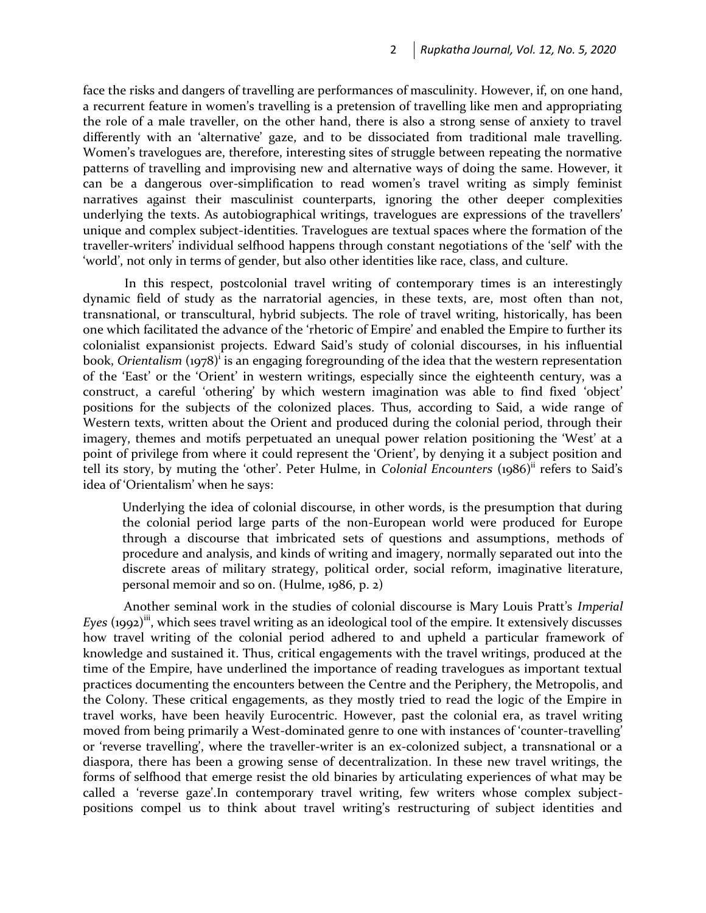face the risks and dangers of travelling are performances of masculinity. However, if, on one hand, a recurrent feature in women's travelling is a pretension of travelling like men and appropriating the role of a male traveller, on the other hand, there is also a strong sense of anxiety to travel differently with an 'alternative' gaze, and to be dissociated from traditional male travelling. Women's travelogues are, therefore, interesting sites of struggle between repeating the normative patterns of travelling and improvising new and alternative ways of doing the same. However, it can be a dangerous over-simplification to read women's travel writing as simply feminist narratives against their masculinist counterparts, ignoring the other deeper complexities underlying the texts. As autobiographical writings, travelogues are expressions of the travellers' unique and complex subject-identities. Travelogues are textual spaces where the formation of the traveller-writers' individual selfhood happens through constant negotiations of the 'self' with the 'world', not only in terms of gender, but also other identities like race, class, and culture.

In this respect, postcolonial travel writing of contemporary times is an interestingly dynamic field of study as the narratorial agencies, in these texts, are, most often than not, transnational, or transcultural, hybrid subjects. The role of travel writing, historically, has been one which facilitated the advance of the 'rhetoric of Empire' and enabled the Empire to further its colonialist expansionist projects. Edward Said's study of colonial discourses, in his influential book, *Orientalism* (1978)[i] is an engaging foregrounding of the idea that the western representation of the 'East' or the 'Orient' in western writings, especially since the eighteenth century, was a construct, a careful 'othering' by which western imagination was able to find fixed 'object' positions for the subjects of the colonized places. Thus, according to Said, a wide range of Western texts, written about the Orient and produced during the colonial period, through their imagery, themes and motifs perpetuated an unequal power relation positioning the 'West' at a point of privilege from where it could represent the 'Orient', by denying it a subject position and tell its story, by muting the 'other'. Peter Hulme, in *Colonial Encounters* (1986)[ii] refers to Said's idea of 'Orientalism' when he says:

> Underlying the idea of colonial discourse, in other words, is the presumption that during the colonial period large parts of the non-European world were produced for Europe through a discourse that imbricated sets of questions and assumptions, methods of procedure and analysis, and kinds of writing and imagery, normally separated out into the discrete areas of military strategy, political order, social reform, imaginative literature, personal memoir and so on. (Hulme, 1986, p. 2)

Another seminal work in the studies of colonial discourse is Mary Louis Pratt's *Imperial Eyes* (1992)[iii], which sees travel writing as an ideological tool of the empire. It extensively discusses how travel writing of the colonial period adhered to and upheld a particular framework of knowledge and sustained it. Thus, critical engagements with the travel writings, produced at the time of the Empire, have underlined the importance of reading travelogues as important textual practices documenting the encounters between the Centre and the Periphery, the Metropolis, and the Colony. These critical engagements, as they mostly tried to read the logic of the Empire in travel works, have been heavily Eurocentric. However, past the colonial era, as travel writing moved from being primarily a West-dominated genre to one with instances of 'counter-travelling' or 'reverse travelling', where the traveller-writer is an ex-colonized subject, a transnational or a diaspora, there has been a growing sense of decentralization. In these new travel writings, the forms of selfhood that emerge resist the old binaries by articulating experiences of what may be called a 'reverse gaze'.In contemporary travel writing, few writers whose complex subject-positions compel us to think about travel writing's restructuring of subject identities and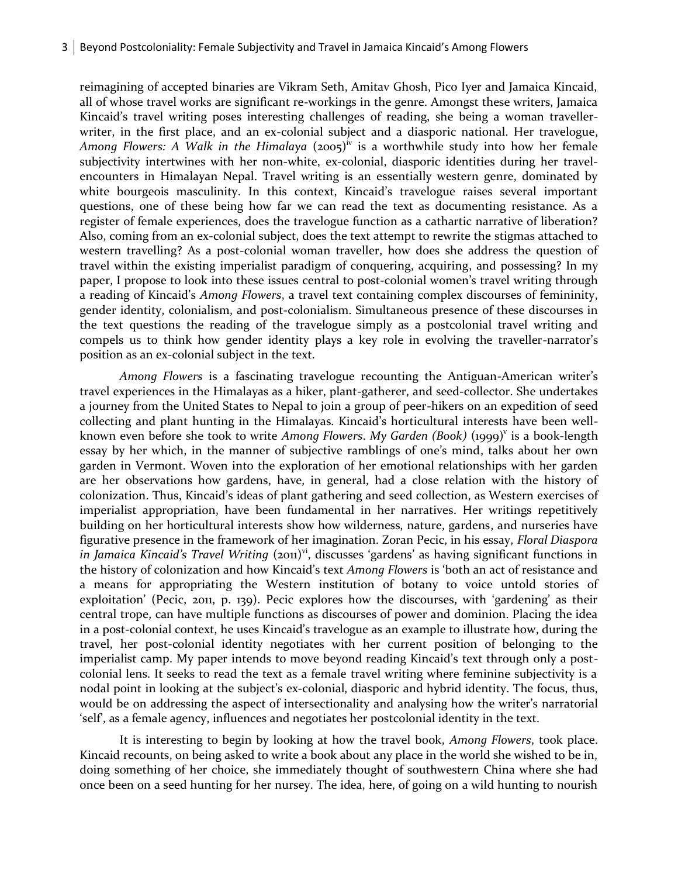reimagining of accepted binaries are Vikram Seth, Amitav Ghosh, Pico Iyer and Jamaica Kincaid, all of whose travel works are significant re-workings in the genre. Amongst these writers, Jamaica Kincaid's travel writing poses interesting challenges of reading, she being a woman traveller-writer, in the first place, and an ex-colonial subject and a diasporic national. Her travelogue, *Among Flowers: A Walk in the Himalaya* (2005)[iv] is a worthwhile study into how her female subjectivity intertwines with her non-white, ex-colonial, diasporic identities during her travel-encounters in Himalayan Nepal. Travel writing is an essentially western genre, dominated by white bourgeois masculinity. In this context, Kincaid's travelogue raises several important questions, one of these being how far we can read the text as documenting resistance. As a register of female experiences, does the travelogue function as a cathartic narrative of liberation? Also, coming from an ex-colonial subject, does the text attempt to rewrite the stigmas attached to western travelling? As a post-colonial woman traveller, how does she address the question of travel within the existing imperialist paradigm of conquering, acquiring, and possessing? In my paper, I propose to look into these issues central to post-colonial women's travel writing through a reading of Kincaid's *Among Flowers*, a travel text containing complex discourses of femininity, gender identity, colonialism, and post-colonialism. Simultaneous presence of these discourses in the text questions the reading of the travelogue simply as a postcolonial travel writing and compels us to think how gender identity plays a key role in evolving the traveller-narrator's position as an ex-colonial subject in the text.

*Among Flowers* is a fascinating travelogue recounting the Antiguan-American writer's travel experiences in the Himalayas as a hiker, plant-gatherer, and seed-collector. She undertakes a journey from the United States to Nepal to join a group of peer-hikers on an expedition of seed collecting and plant hunting in the Himalayas. Kincaid's horticultural interests have been well-known even before she took to write *Among Flowers*. *My Garden (Book)* (1999)[v] is a book-length essay by her which, in the manner of subjective ramblings of one's mind, talks about her own garden in Vermont. Woven into the exploration of her emotional relationships with her garden are her observations how gardens, have, in general, had a close relation with the history of colonization. Thus, Kincaid's ideas of plant gathering and seed collection, as Western exercises of imperialist appropriation, have been fundamental in her narratives. Her writings repetitively building on her horticultural interests show how wilderness, nature, gardens, and nurseries have figurative presence in the framework of her imagination. Zoran Pecic, in his essay, *Floral Diaspora in Jamaica Kincaid's Travel Writing* (2011)[vi], discusses 'gardens' as having significant functions in the history of colonization and how Kincaid's text *Among Flowers* is 'both an act of resistance and a means for appropriating the Western institution of botany to voice untold stories of exploitation' (Pecic, 2011, p. 139). Pecic explores how the discourses, with 'gardening' as their central trope, can have multiple functions as discourses of power and dominion. Placing the idea in a post-colonial context, he uses Kincaid's travelogue as an example to illustrate how, during the travel, her post-colonial identity negotiates with her current position of belonging to the imperialist camp. My paper intends to move beyond reading Kincaid's text through only a post-colonial lens. It seeks to read the text as a female travel writing where feminine subjectivity is a nodal point in looking at the subject's ex-colonial, diasporic and hybrid identity. The focus, thus, would be on addressing the aspect of intersectionality and analysing how the writer's narratorial 'self', as a female agency, influences and negotiates her postcolonial identity in the text.

It is interesting to begin by looking at how the travel book, *Among Flowers*, took place. Kincaid recounts, on being asked to write a book about any place in the world she wished to be in, doing something of her choice, she immediately thought of southwestern China where she had once been on a seed hunting for her nursey. The idea, here, of going on a wild hunting to nourish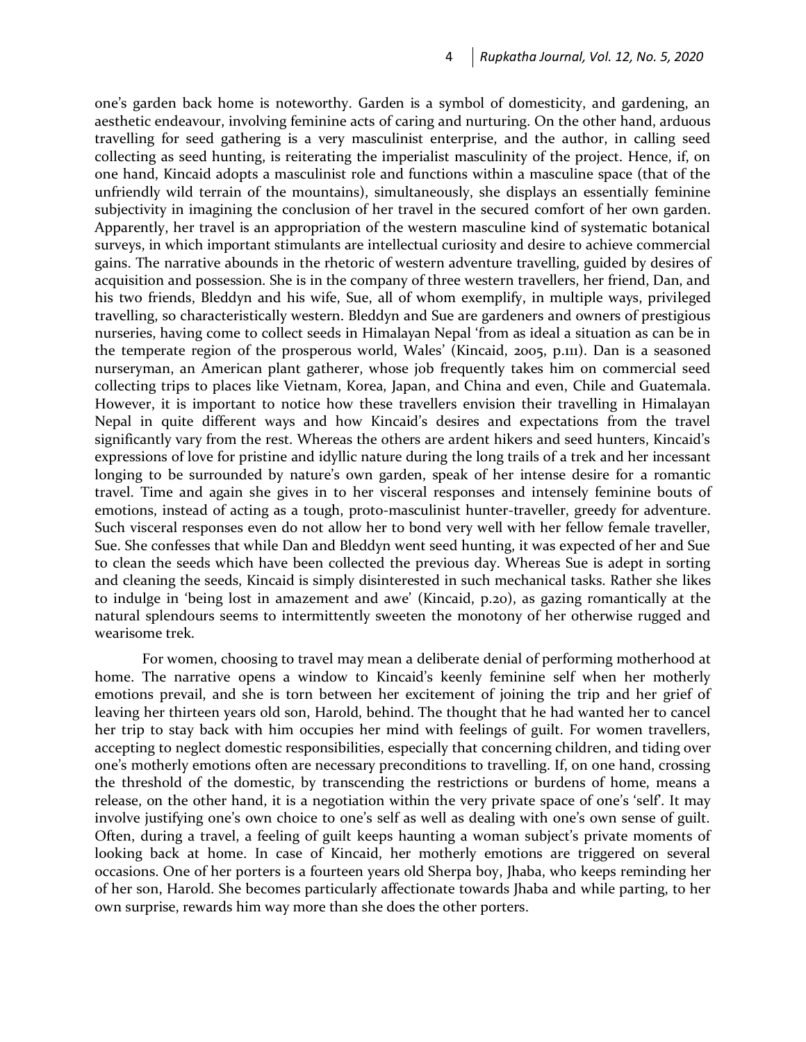one's garden back home is noteworthy. Garden is a symbol of domesticity, and gardening, an aesthetic endeavour, involving feminine acts of caring and nurturing. On the other hand, arduous travelling for seed gathering is a very masculinist enterprise, and the author, in calling seed collecting as seed hunting, is reiterating the imperialist masculinity of the project. Hence, if, on one hand, Kincaid adopts a masculinist role and functions within a masculine space (that of the unfriendly wild terrain of the mountains), simultaneously, she displays an essentially feminine subjectivity in imagining the conclusion of her travel in the secured comfort of her own garden. Apparently, her travel is an appropriation of the western masculine kind of systematic botanical surveys, in which important stimulants are intellectual curiosity and desire to achieve commercial gains. The narrative abounds in the rhetoric of western adventure travelling, guided by desires of acquisition and possession. She is in the company of three western travellers, her friend, Dan, and his two friends, Bleddyn and his wife, Sue, all of whom exemplify, in multiple ways, privileged travelling, so characteristically western. Bleddyn and Sue are gardeners and owners of prestigious nurseries, having come to collect seeds in Himalayan Nepal 'from as ideal a situation as can be in the temperate region of the prosperous world, Wales' (Kincaid, 2005, p.111). Dan is a seasoned nurseryman, an American plant gatherer, whose job frequently takes him on commercial seed collecting trips to places like Vietnam, Korea, Japan, and China and even, Chile and Guatemala. However, it is important to notice how these travellers envision their travelling in Himalayan Nepal in quite different ways and how Kincaid's desires and expectations from the travel significantly vary from the rest. Whereas the others are ardent hikers and seed hunters, Kincaid's expressions of love for pristine and idyllic nature during the long trails of a trek and her incessant longing to be surrounded by nature's own garden, speak of her intense desire for a romantic travel. Time and again she gives in to her visceral responses and intensely feminine bouts of emotions, instead of acting as a tough, proto-masculinist hunter-traveller, greedy for adventure. Such visceral responses even do not allow her to bond very well with her fellow female traveller, Sue. She confesses that while Dan and Bleddyn went seed hunting, it was expected of her and Sue to clean the seeds which have been collected the previous day. Whereas Sue is adept in sorting and cleaning the seeds, Kincaid is simply disinterested in such mechanical tasks. Rather she likes to indulge in 'being lost in amazement and awe' (Kincaid, p.20), as gazing romantically at the natural splendours seems to intermittently sweeten the monotony of her otherwise rugged and wearisome trek.

For women, choosing to travel may mean a deliberate denial of performing motherhood at home. The narrative opens a window to Kincaid's keenly feminine self when her motherly emotions prevail, and she is torn between her excitement of joining the trip and her grief of leaving her thirteen years old son, Harold, behind. The thought that he had wanted her to cancel her trip to stay back with him occupies her mind with feelings of guilt. For women travellers, accepting to neglect domestic responsibilities, especially that concerning children, and tiding over one's motherly emotions often are necessary preconditions to travelling. If, on one hand, crossing the threshold of the domestic, by transcending the restrictions or burdens of home, means a release, on the other hand, it is a negotiation within the very private space of one's 'self'. It may involve justifying one's own choice to one's self as well as dealing with one's own sense of guilt. Often, during a travel, a feeling of guilt keeps haunting a woman subject's private moments of looking back at home. In case of Kincaid, her motherly emotions are triggered on several occasions. One of her porters is a fourteen years old Sherpa boy, Jhaba, who keeps reminding her of her son, Harold. She becomes particularly affectionate towards Jhaba and while parting, to her own surprise, rewards him way more than she does the other porters.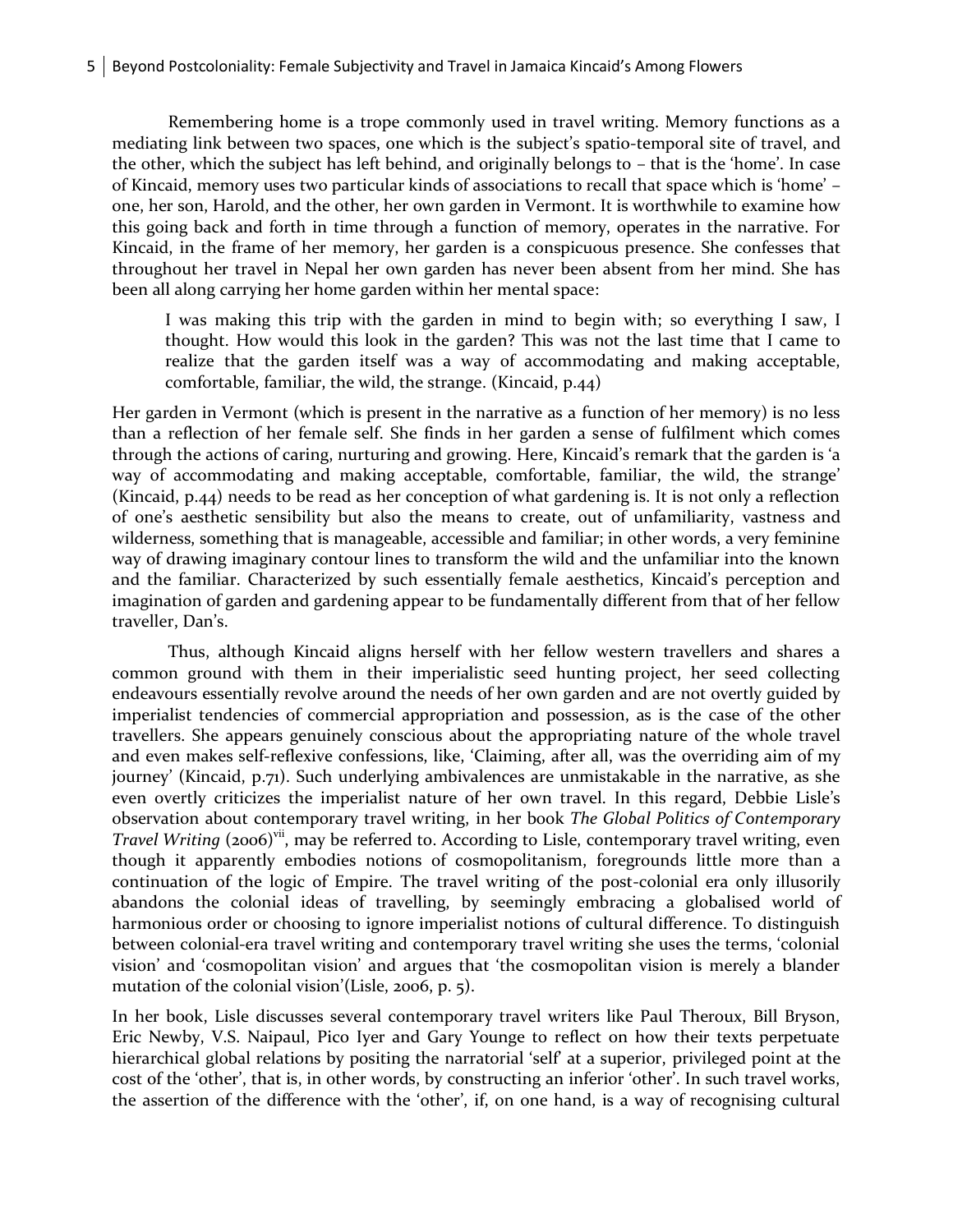Remembering home is a trope commonly used in travel writing. Memory functions as a mediating link between two spaces, one which is the subject's spatio-temporal site of travel, and the other, which the subject has left behind, and originally belongs to – that is the 'home'. In case of Kincaid, memory uses two particular kinds of associations to recall that space which is 'home' – one, her son, Harold, and the other, her own garden in Vermont. It is worthwhile to examine how this going back and forth in time through a function of memory, operates in the narrative. For Kincaid, in the frame of her memory, her garden is a conspicuous presence. She confesses that throughout her travel in Nepal her own garden has never been absent from her mind. She has been all along carrying her home garden within her mental space:

> I was making this trip with the garden in mind to begin with; so everything I saw, I thought. How would this look in the garden? This was not the last time that I came to realize that the garden itself was a way of accommodating and making acceptable, comfortable, familiar, the wild, the strange. (Kincaid, p.44)

Her garden in Vermont (which is present in the narrative as a function of her memory) is no less than a reflection of her female self. She finds in her garden a sense of fulfilment which comes through the actions of caring, nurturing and growing. Here, Kincaid's remark that the garden is 'a way of accommodating and making acceptable, comfortable, familiar, the wild, the strange' (Kincaid, p.44) needs to be read as her conception of what gardening is. It is not only a reflection of one's aesthetic sensibility but also the means to create, out of unfamiliarity, vastness and wilderness, something that is manageable, accessible and familiar; in other words, a very feminine way of drawing imaginary contour lines to transform the wild and the unfamiliar into the known and the familiar. Characterized by such essentially female aesthetics, Kincaid's perception and imagination of garden and gardening appear to be fundamentally different from that of her fellow traveller, Dan's.

Thus, although Kincaid aligns herself with her fellow western travellers and shares a common ground with them in their imperialistic seed hunting project, her seed collecting endeavours essentially revolve around the needs of her own garden and are not overtly guided by imperialist tendencies of commercial appropriation and possession, as is the case of the other travellers. She appears genuinely conscious about the appropriating nature of the whole travel and even makes self-reflexive confessions, like, 'Claiming, after all, was the overriding aim of my journey' (Kincaid, p.71). Such underlying ambivalences are unmistakable in the narrative, as she even overtly criticizes the imperialist nature of her own travel. In this regard, Debbie Lisle's observation about contemporary travel writing, in her book *The Global Politics of Contemporary Travel Writing* (2006)[vii], may be referred to. According to Lisle, contemporary travel writing, even though it apparently embodies notions of cosmopolitanism, foregrounds little more than a continuation of the logic of Empire. The travel writing of the post-colonial era only illusorily abandons the colonial ideas of travelling, by seemingly embracing a globalised world of harmonious order or choosing to ignore imperialist notions of cultural difference. To distinguish between colonial-era travel writing and contemporary travel writing she uses the terms, 'colonial vision' and 'cosmopolitan vision' and argues that 'the cosmopolitan vision is merely a blander mutation of the colonial vision'(Lisle, 2006, p. 5).

In her book, Lisle discusses several contemporary travel writers like Paul Theroux, Bill Bryson, Eric Newby, V.S. Naipaul, Pico Iyer and Gary Younge to reflect on how their texts perpetuate hierarchical global relations by positing the narratorial 'self' at a superior, privileged point at the cost of the 'other', that is, in other words, by constructing an inferior 'other'. In such travel works, the assertion of the difference with the 'other', if, on one hand, is a way of recognising cultural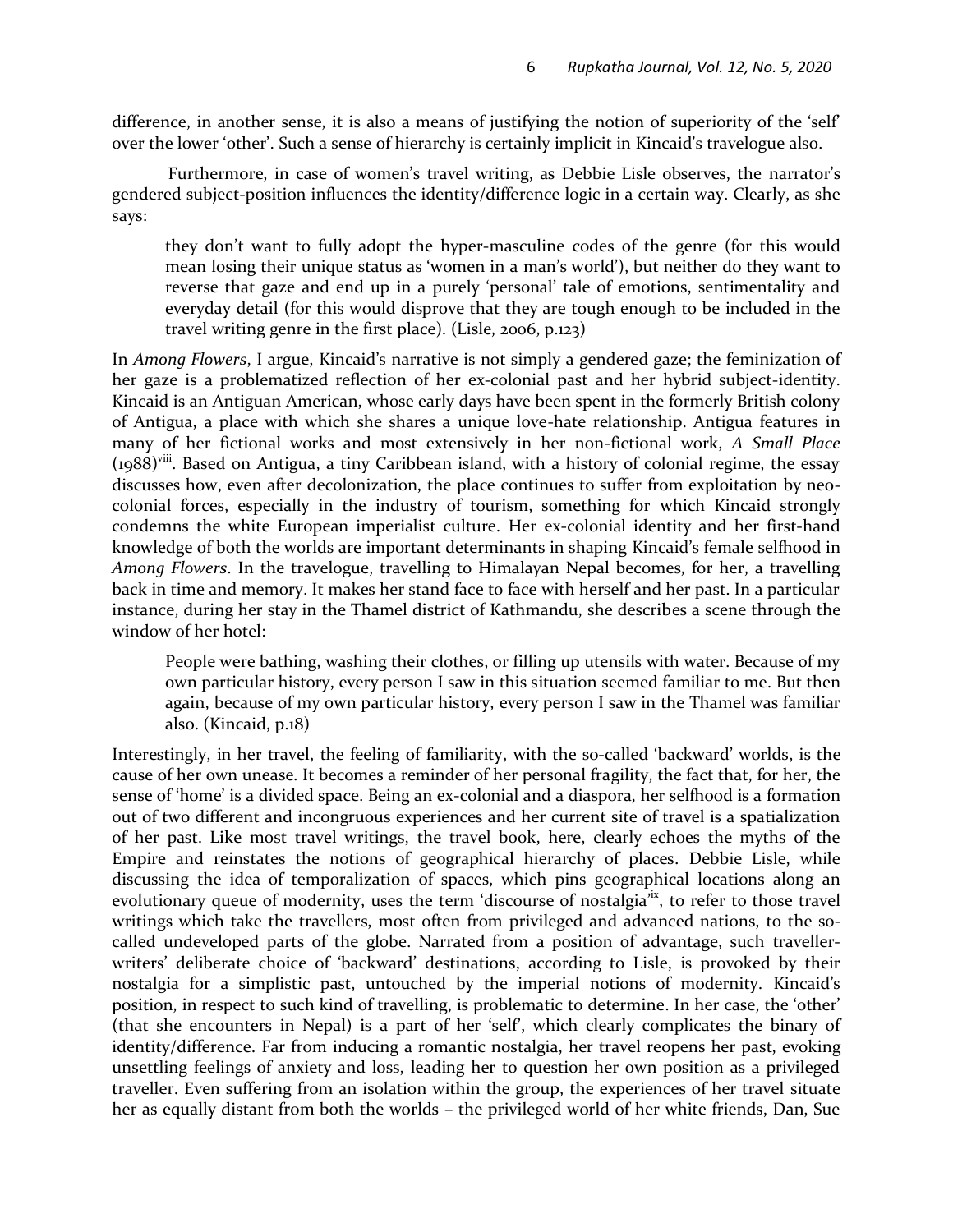difference, in another sense, it is also a means of justifying the notion of superiority of the 'self' over the lower 'other'. Such a sense of hierarchy is certainly implicit in Kincaid's travelogue also.

Furthermore, in case of women's travel writing, as Debbie Lisle observes, the narrator's gendered subject-position influences the identity/difference logic in a certain way. Clearly, as she says:

> they don't want to fully adopt the hyper-masculine codes of the genre (for this would mean losing their unique status as 'women in a man's world'), but neither do they want to reverse that gaze and end up in a purely 'personal' tale of emotions, sentimentality and everyday detail (for this would disprove that they are tough enough to be included in the travel writing genre in the first place). (Lisle, 2006, p.123)

In *Among Flowers*, I argue, Kincaid's narrative is not simply a gendered gaze; the feminization of her gaze is a problematized reflection of her ex-colonial past and her hybrid subject-identity. Kincaid is an Antiguan American, whose early days have been spent in the formerly British colony of Antigua, a place with which she shares a unique love-hate relationship. Antigua features in many of her fictional works and most extensively in her non-fictional work, *A Small Place* (1988)[viii]. Based on Antigua, a tiny Caribbean island, with a history of colonial regime, the essay discusses how, even after decolonization, the place continues to suffer from exploitation by neo-colonial forces, especially in the industry of tourism, something for which Kincaid strongly condemns the white European imperialist culture. Her ex-colonial identity and her first-hand knowledge of both the worlds are important determinants in shaping Kincaid's female selfhood in *Among Flowers*. In the travelogue, travelling to Himalayan Nepal becomes, for her, a travelling back in time and memory. It makes her stand face to face with herself and her past. In a particular instance, during her stay in the Thamel district of Kathmandu, she describes a scene through the window of her hotel:

> People were bathing, washing their clothes, or filling up utensils with water. Because of my own particular history, every person I saw in this situation seemed familiar to me. But then again, because of my own particular history, every person I saw in the Thamel was familiar also. (Kincaid, p.18)

Interestingly, in her travel, the feeling of familiarity, with the so-called 'backward' worlds, is the cause of her own unease. It becomes a reminder of her personal fragility, the fact that, for her, the sense of 'home' is a divided space. Being an ex-colonial and a diaspora, her selfhood is a formation out of two different and incongruous experiences and her current site of travel is a spatialization of her past. Like most travel writings, the travel book, here, clearly echoes the myths of the Empire and reinstates the notions of geographical hierarchy of places. Debbie Lisle, while discussing the idea of temporalization of spaces, which pins geographical locations along an evolutionary queue of modernity, uses the term 'discourse of nostalgia'[ix], to refer to those travel writings which take the travellers, most often from privileged and advanced nations, to the so-called undeveloped parts of the globe. Narrated from a position of advantage, such traveller-writers' deliberate choice of 'backward' destinations, according to Lisle, is provoked by their nostalgia for a simplistic past, untouched by the imperial notions of modernity. Kincaid's position, in respect to such kind of travelling, is problematic to determine. In her case, the 'other' (that she encounters in Nepal) is a part of her 'self', which clearly complicates the binary of identity/difference. Far from inducing a romantic nostalgia, her travel reopens her past, evoking unsettling feelings of anxiety and loss, leading her to question her own position as a privileged traveller. Even suffering from an isolation within the group, the experiences of her travel situate her as equally distant from both the worlds – the privileged world of her white friends, Dan, Sue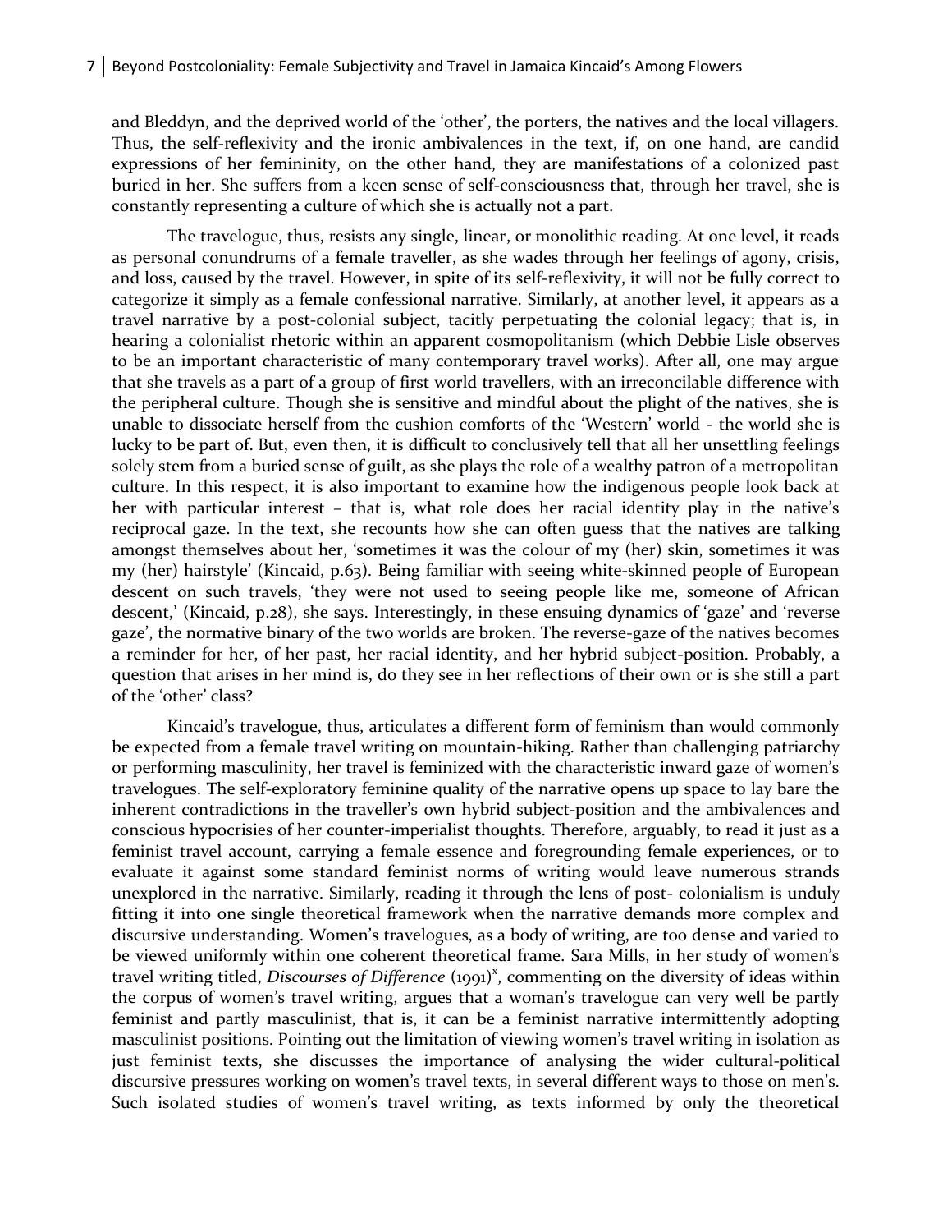and Bleddyn, and the deprived world of the 'other', the porters, the natives and the local villagers. Thus, the self-reflexivity and the ironic ambivalences in the text, if, on one hand, are candid expressions of her femininity, on the other hand, they are manifestations of a colonized past buried in her. She suffers from a keen sense of self-consciousness that, through her travel, she is constantly representing a culture of which she is actually not a part.

The travelogue, thus, resists any single, linear, or monolithic reading. At one level, it reads as personal conundrums of a female traveller, as she wades through her feelings of agony, crisis, and loss, caused by the travel. However, in spite of its self-reflexivity, it will not be fully correct to categorize it simply as a female confessional narrative. Similarly, at another level, it appears as a travel narrative by a post-colonial subject, tacitly perpetuating the colonial legacy; that is, in hearing a colonialist rhetoric within an apparent cosmopolitanism (which Debbie Lisle observes to be an important characteristic of many contemporary travel works). After all, one may argue that she travels as a part of a group of first world travellers, with an irreconcilable difference with the peripheral culture. Though she is sensitive and mindful about the plight of the natives, she is unable to dissociate herself from the cushion comforts of the 'Western' world - the world she is lucky to be part of. But, even then, it is difficult to conclusively tell that all her unsettling feelings solely stem from a buried sense of guilt, as she plays the role of a wealthy patron of a metropolitan culture. In this respect, it is also important to examine how the indigenous people look back at her with particular interest – that is, what role does her racial identity play in the native's reciprocal gaze. In the text, she recounts how she can often guess that the natives are talking amongst themselves about her, 'sometimes it was the colour of my (her) skin, sometimes it was my (her) hairstyle' (Kincaid, p.63). Being familiar with seeing white-skinned people of European descent on such travels, 'they were not used to seeing people like me, someone of African descent,' (Kincaid, p.28), she says. Interestingly, in these ensuing dynamics of 'gaze' and 'reverse gaze', the normative binary of the two worlds are broken. The reverse-gaze of the natives becomes a reminder for her, of her past, her racial identity, and her hybrid subject-position. Probably, a question that arises in her mind is, do they see in her reflections of their own or is she still a part of the 'other' class?

Kincaid's travelogue, thus, articulates a different form of feminism than would commonly be expected from a female travel writing on mountain-hiking. Rather than challenging patriarchy or performing masculinity, her travel is feminized with the characteristic inward gaze of women's travelogues. The self-exploratory feminine quality of the narrative opens up space to lay bare the inherent contradictions in the traveller's own hybrid subject-position and the ambivalences and conscious hypocrisies of her counter-imperialist thoughts. Therefore, arguably, to read it just as a feminist travel account, carrying a female essence and foregrounding female experiences, or to evaluate it against some standard feminist norms of writing would leave numerous strands unexplored in the narrative. Similarly, reading it through the lens of post- colonialism is unduly fitting it into one single theoretical framework when the narrative demands more complex and discursive understanding. Women's travelogues, as a body of writing, are too dense and varied to be viewed uniformly within one coherent theoretical frame. Sara Mills, in her study of women's travel writing titled, *Discourses of Difference* (1991)[x], commenting on the diversity of ideas within the corpus of women's travel writing, argues that a woman's travelogue can very well be partly feminist and partly masculinist, that is, it can be a feminist narrative intermittently adopting masculinist positions. Pointing out the limitation of viewing women's travel writing in isolation as just feminist texts, she discusses the importance of analysing the wider cultural-political discursive pressures working on women's travel texts, in several different ways to those on men's. Such isolated studies of women's travel writing, as texts informed by only the theoretical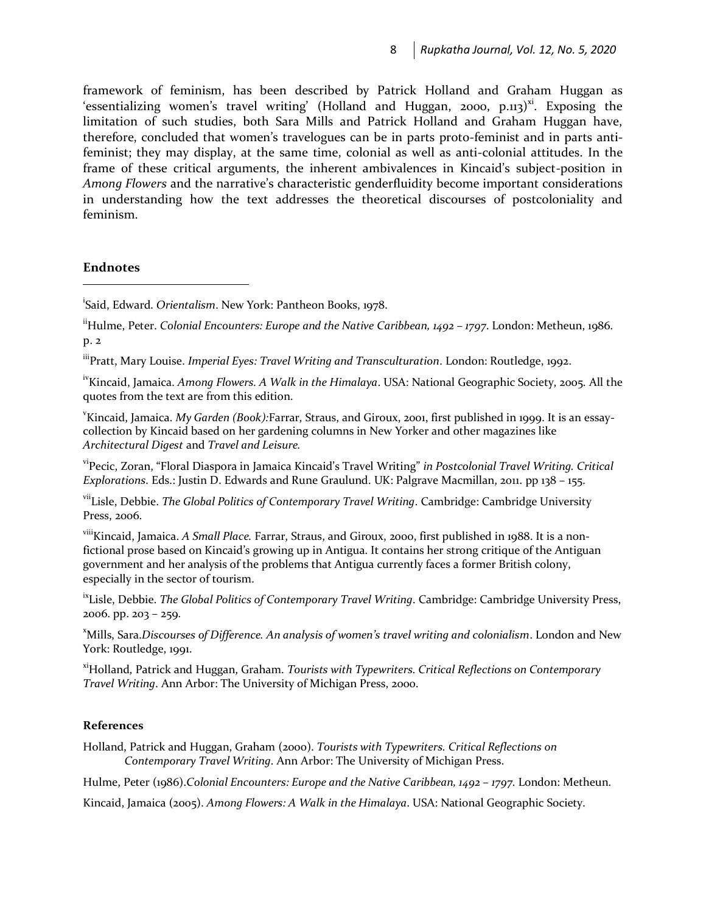framework of feminism, has been described by Patrick Holland and Graham Huggan as 'essentializing women's travel writing' (Holland and Huggan, 2000, p.113)[xi]. Exposing the limitation of such studies, both Sara Mills and Patrick Holland and Graham Huggan have, therefore, concluded that women's travelogues can be in parts proto-feminist and in parts anti-feminist; they may display, at the same time, colonial as well as anti-colonial attitudes. In the frame of these critical arguments, the inherent ambivalences in Kincaid's subject-position in *Among Flowers* and the narrative's characteristic genderfluidity become important considerations in understanding how the text addresses the theoretical discourses of postcoloniality and feminism.

## Endnotes

[i]Said, Edward. *Orientalism*. New York: Pantheon Books, 1978.

[ii]Hulme, Peter. *Colonial Encounters: Europe and the Native Caribbean, 1492 – 1797*. London: Metheun, 1986. p. 2

[iii]Pratt, Mary Louise. *Imperial Eyes: Travel Writing and Transculturation*. London: Routledge, 1992.

[iv]Kincaid, Jamaica. *Among Flowers. A Walk in the Himalaya*. USA: National Geographic Society, 2005. All the quotes from the text are from this edition.

[v]Kincaid, Jamaica. *My Garden (Book):*Farrar, Straus, and Giroux, 2001, first published in 1999. It is an essay-collection by Kincaid based on her gardening columns in New Yorker and other magazines like *Architectural Digest* and *Travel and Leisure*.

[vi]Pecic, Zoran, "Floral Diaspora in Jamaica Kincaid's Travel Writing" *in Postcolonial Travel Writing. Critical Explorations*. Eds.: Justin D. Edwards and Rune Graulund. UK: Palgrave Macmillan, 2011. pp 138 – 155.

[vii]Lisle, Debbie. *The Global Politics of Contemporary Travel Writing*. Cambridge: Cambridge University Press, 2006.

[viii]Kincaid, Jamaica. *A Small Place.* Farrar, Straus, and Giroux, 2000, first published in 1988. It is a non-fictional prose based on Kincaid's growing up in Antigua. It contains her strong critique of the Antiguan government and her analysis of the problems that Antigua currently faces a former British colony, especially in the sector of tourism.

[ix]Lisle, Debbie. *The Global Politics of Contemporary Travel Writing*. Cambridge: Cambridge University Press, 2006. pp. 203 – 259.

[x]Mills, Sara.*Discourses of Difference. An analysis of women's travel writing and colonialism*. London and New York: Routledge, 1991.

[xi]Holland, Patrick and Huggan, Graham. *Tourists with Typewriters. Critical Reflections on Contemporary Travel Writing*. Ann Arbor: The University of Michigan Press, 2000.

### References

Holland, Patrick and Huggan, Graham (2000). *Tourists with Typewriters. Critical Reflections on Contemporary Travel Writing*. Ann Arbor: The University of Michigan Press.

Hulme, Peter (1986).*Colonial Encounters: Europe and the Native Caribbean, 1492 – 1797.* London: Metheun.

Kincaid, Jamaica (2005). *Among Flowers: A Walk in the Himalaya*. USA: National Geographic Society.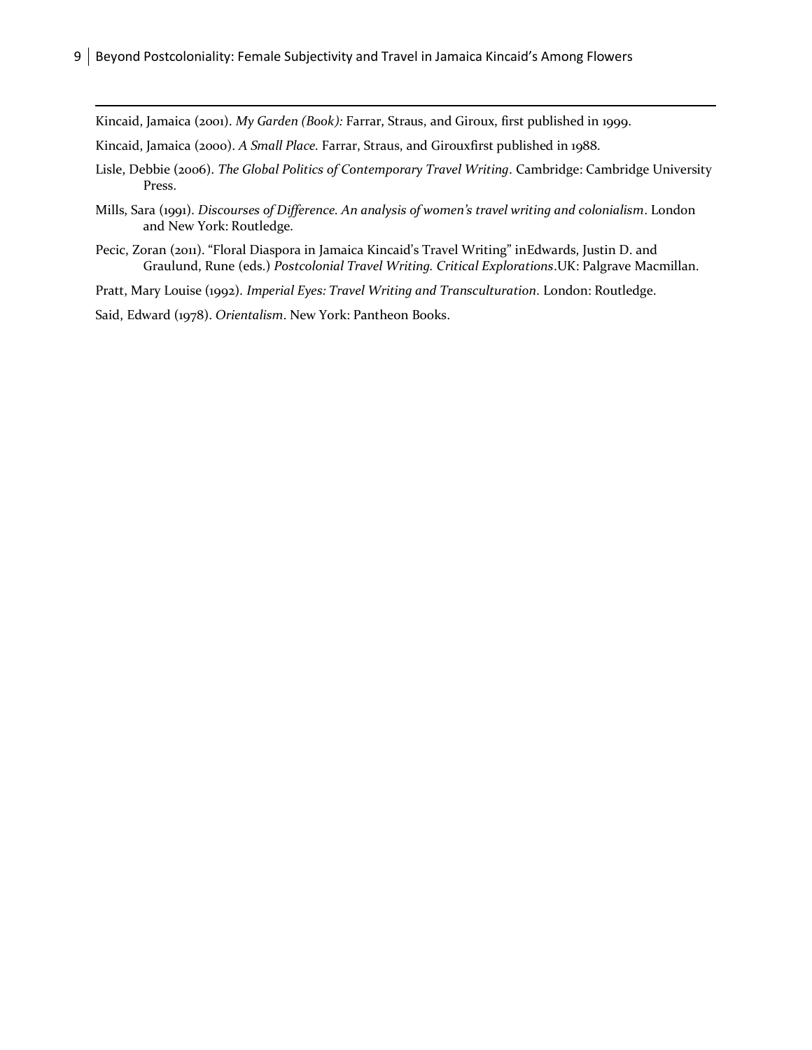Kincaid, Jamaica (2001). *My Garden (Book):* Farrar, Straus, and Giroux, first published in 1999.

Kincaid, Jamaica (2000). *A Small Place.* Farrar, Straus, and Girouxfirst published in 1988.

Lisle, Debbie (2006). *The Global Politics of Contemporary Travel Writing*. Cambridge: Cambridge University Press.

Mills, Sara (1991). *Discourses of Difference. An analysis of women's travel writing and colonialism*. London and New York: Routledge.

Pecic, Zoran (2011). "Floral Diaspora in Jamaica Kincaid's Travel Writing" inEdwards, Justin D. and Graulund, Rune (eds.) *Postcolonial Travel Writing. Critical Explorations*.UK: Palgrave Macmillan.

Pratt, Mary Louise (1992). *Imperial Eyes: Travel Writing and Transculturation*. London: Routledge.

Said, Edward (1978). *Orientalism*. New York: Pantheon Books.